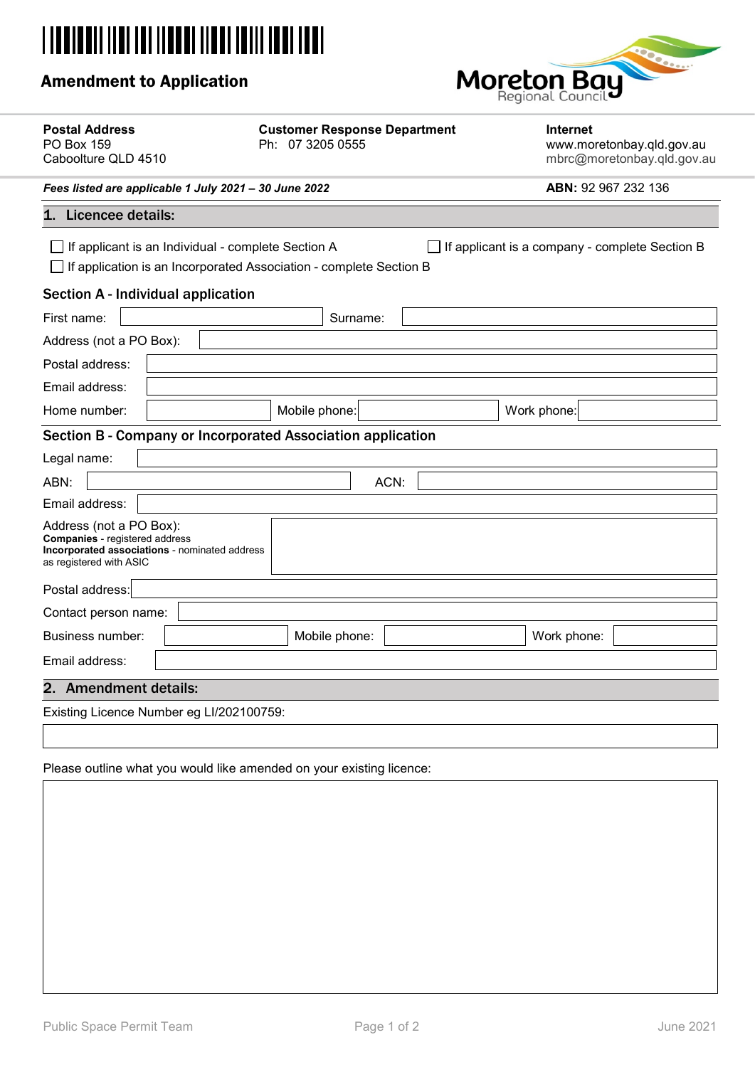# Amendment to Application

Moreton Bay Regional Council

**Postal Address**
PO Box 159
Caboolture QLD 4510

**Customer Response Department**
Ph: 07 3205 0555

**Internet**
www.moretonbay.qld.gov.au
mbrc@moretonbay.qld.gov.au

***Fees listed are applicable 1 July 2021 – 30 June 2022***

**ABN:** 92 967 232 136

## 1. Licencee details:

☐ If applicant is an Individual - complete Section A

☐ If applicant is a company - complete Section B

☐ If application is an Incorporated Association - complete Section B

### Section A - Individual application

First name: ____________ Surname: ____________

Address (not a PO Box): ____________

Postal address: ____________

Email address: ____________

Home number: ____________ Mobile phone: ____________ Work phone: ____________

### Section B - Company or Incorporated Association application

Legal name: ____________

ABN: ____________ ACN: ____________

Email address: ____________

Address (not a PO Box):
**Companies** - registered address
**Incorporated associations** - nominated address as registered with ASIC
____________

Postal address: ____________

Contact person name: ____________

Business number: ____________ Mobile phone: ____________ Work phone: ____________

Email address: ____________

## 2. Amendment details:

Existing Licence Number eg LI/202100759:

____________

Please outline what you would like amended on your existing licence:

____________

Public Space Permit Team

June 2021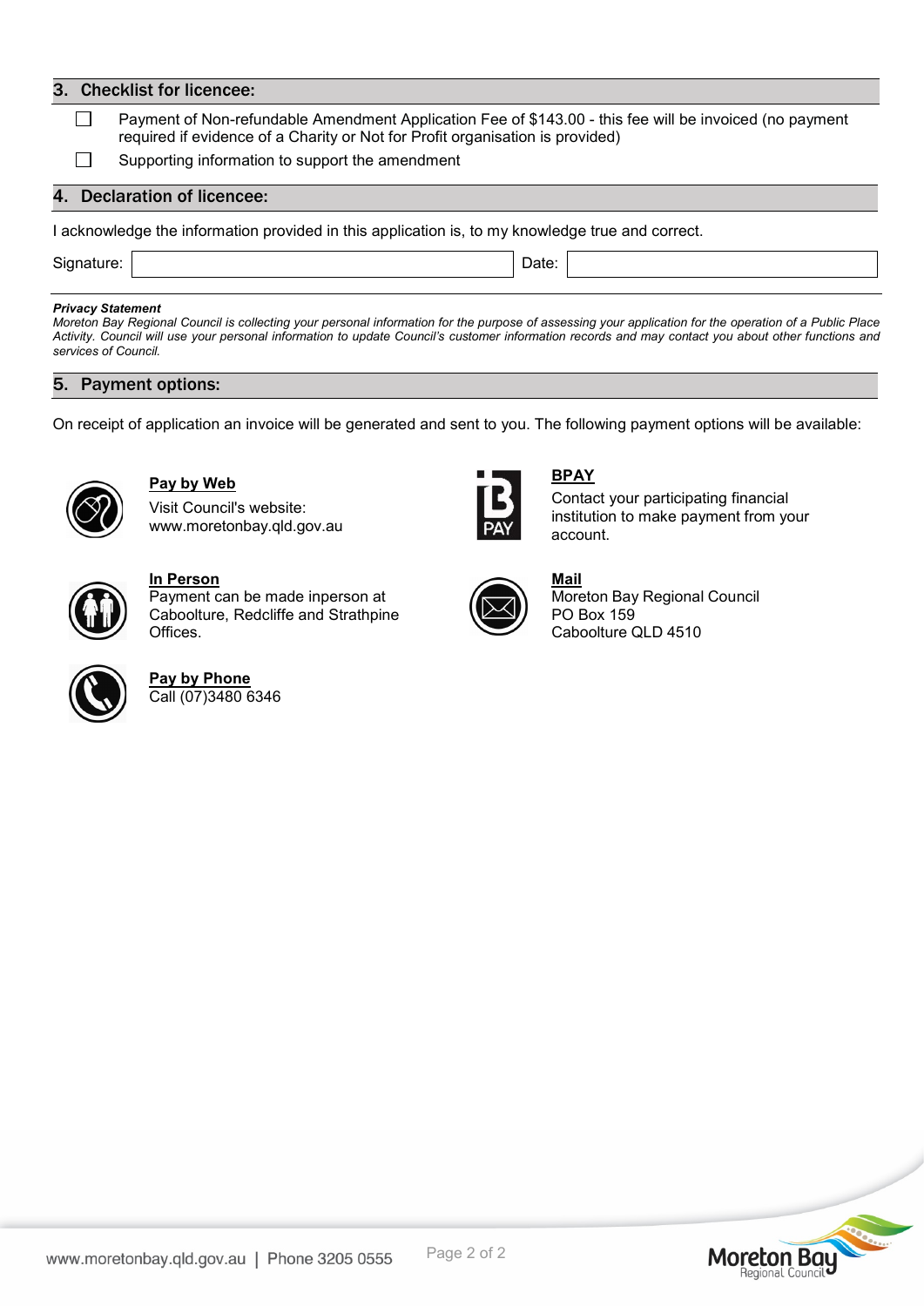## 3. Checklist for licencee:

- ☐ Payment of Non-refundable Amendment Application Fee of $143.00 - this fee will be invoiced (no payment required if evidence of a Charity or Not for Profit organisation is provided)
- ☐ Supporting information to support the amendment

## 4. Declaration of licencee:

I acknowledge the information provided in this application is, to my knowledge true and correct.

| | | | |
|---|---|---|---|
| Signature: | | Date: | |

***Privacy Statement***

*Moreton Bay Regional Council is collecting your personal information for the purpose of assessing your application for the operation of a Public Place Activity. Council will use your personal information to update Council's customer information records and may contact you about other functions and services of Council.*

## 5. Payment options:

On receipt of application an invoice will be generated and sent to you. The following payment options will be available:

**Pay by Web**
Visit Council's website:
www.moretonbay.qld.gov.au

**BPAY**
Contact your participating financial institution to make payment from your account.

**In Person**
Payment can be made inperson at Caboolture, Redcliffe and Strathpine Offices.

**Mail**
Moreton Bay Regional Council
PO Box 159
Caboolture QLD 4510

**Pay by Phone**
Call (07)3480 6346